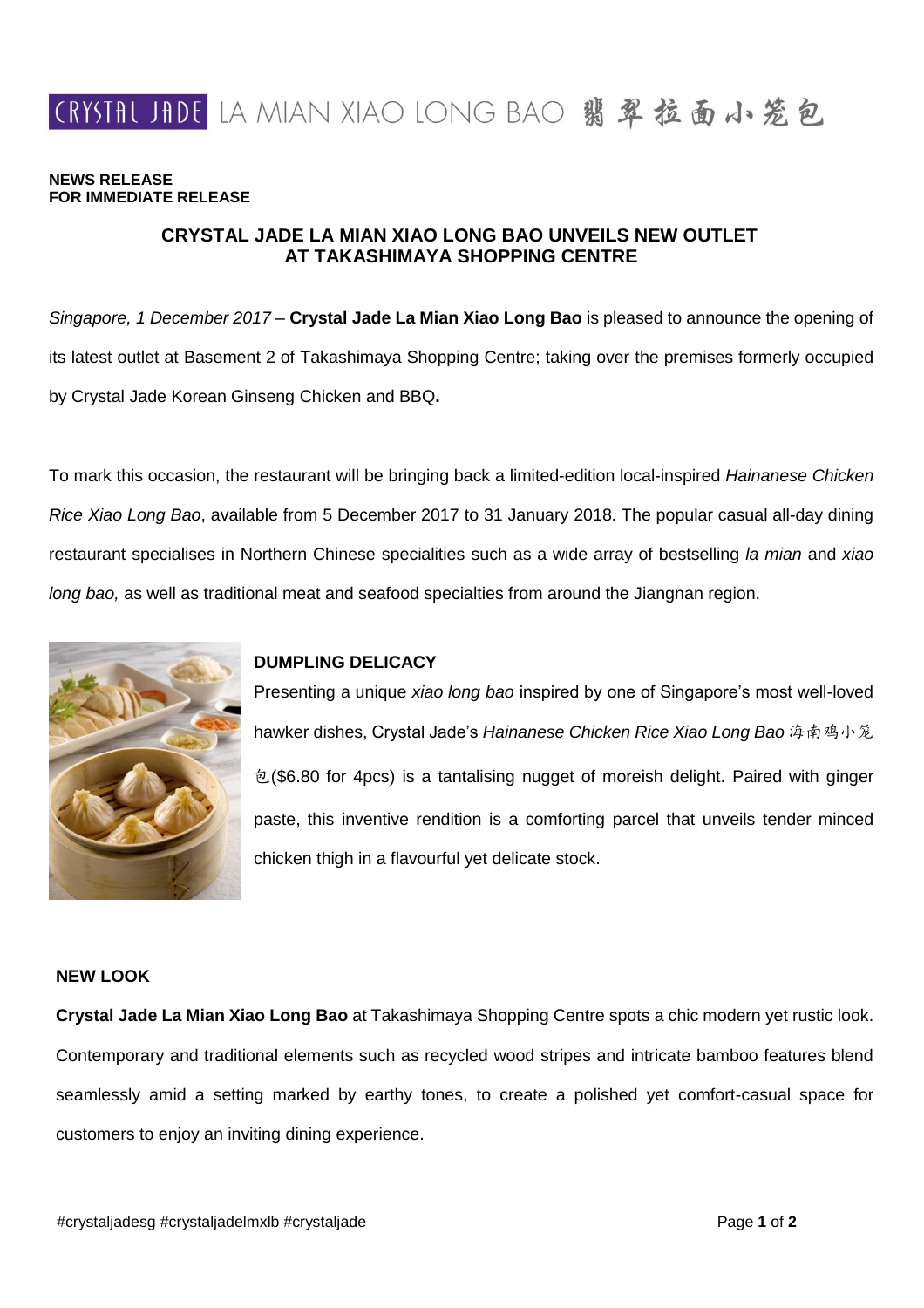CRYSTAL JADE LA MIAN XIAO LONG BAO 翡翠拉面小笼包

**NEWS RELEASE**
**FOR IMMEDIATE RELEASE**

## CRYSTAL JADE LA MIAN XIAO LONG BAO UNVEILS NEW OUTLET AT TAKASHIMAYA SHOPPING CENTRE

*Singapore, 1 December 2017* – **Crystal Jade La Mian Xiao Long Bao** is pleased to announce the opening of its latest outlet at Basement 2 of Takashimaya Shopping Centre; taking over the premises formerly occupied by Crystal Jade Korean Ginseng Chicken and BBQ**.**

To mark this occasion, the restaurant will be bringing back a limited-edition local-inspired *Hainanese Chicken Rice Xiao Long Bao*, available from 5 December 2017 to 31 January 2018. The popular casual all-day dining restaurant specialises in Northern Chinese specialities such as a wide array of bestselling *la mian* and *xiao long bao,* as well as traditional meat and seafood specialties from around the Jiangnan region.

### DUMPLING DELICACY

Presenting a unique *xiao long bao* inspired by one of Singapore's most well-loved hawker dishes, Crystal Jade's *Hainanese Chicken Rice Xiao Long Bao* 海南鸡小笼包($6.80 for 4pcs) is a tantalising nugget of moreish delight. Paired with ginger paste, this inventive rendition is a comforting parcel that unveils tender minced chicken thigh in a flavourful yet delicate stock.

### NEW LOOK

**Crystal Jade La Mian Xiao Long Bao** at Takashimaya Shopping Centre spots a chic modern yet rustic look. Contemporary and traditional elements such as recycled wood stripes and intricate bamboo features blend seamlessly amid a setting marked by earthy tones, to create a polished yet comfort-casual space for customers to enjoy an inviting dining experience.

#crystaljadesg #crystaljadelmxlb #crystaljade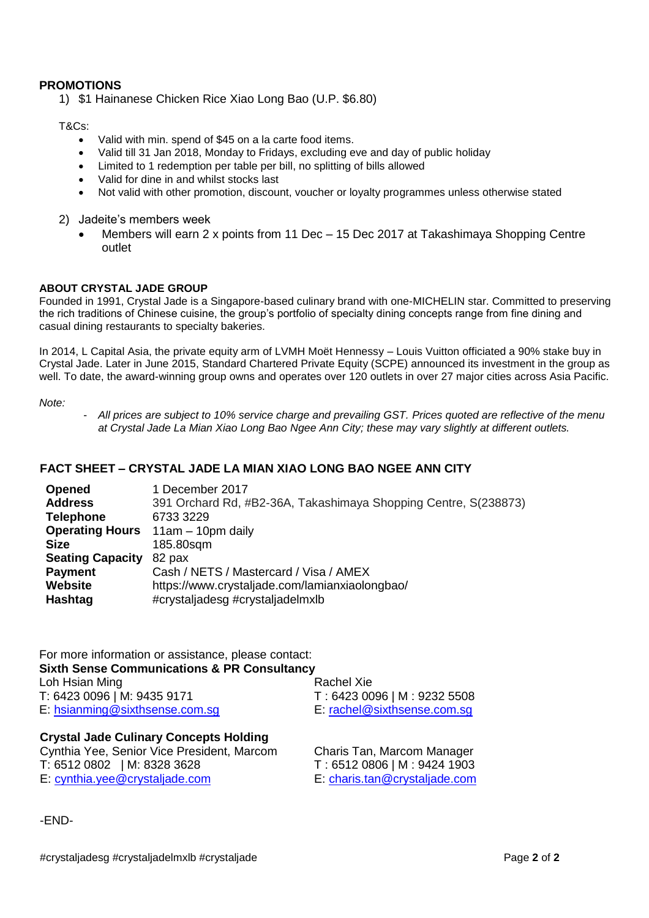## PROMOTIONS

1) $1 Hainanese Chicken Rice Xiao Long Bao (U.P. $6.80)

T&Cs:

- Valid with min. spend of $45 on a la carte food items.
- Valid till 31 Jan 2018, Monday to Fridays, excluding eve and day of public holiday
- Limited to 1 redemption per table per bill, no splitting of bills allowed
- Valid for dine in and whilst stocks last
- Not valid with other promotion, discount, voucher or loyalty programmes unless otherwise stated

2) Jadeite's members week

- Members will earn 2 x points from 11 Dec – 15 Dec 2017 at Takashimaya Shopping Centre outlet

### ABOUT CRYSTAL JADE GROUP

Founded in 1991, Crystal Jade is a Singapore-based culinary brand with one-MICHELIN star. Committed to preserving the rich traditions of Chinese cuisine, the group's portfolio of specialty dining concepts range from fine dining and casual dining restaurants to specialty bakeries.

In 2014, L Capital Asia, the private equity arm of LVMH Moët Hennessy – Louis Vuitton officiated a 90% stake buy in Crystal Jade. Later in June 2015, Standard Chartered Private Equity (SCPE) announced its investment in the group as well. To date, the award-winning group owns and operates over 120 outlets in over 27 major cities across Asia Pacific.

*Note:*

- *All prices are subject to 10% service charge and prevailing GST. Prices quoted are reflective of the menu at Crystal Jade La Mian Xiao Long Bao Ngee Ann City; these may vary slightly at different outlets.*

## FACT SHEET – CRYSTAL JADE LA MIAN XIAO LONG BAO NGEE ANN CITY

| | |
|---|---|
| **Opened** | 1 December 2017 |
| **Address** | 391 Orchard Rd, #B2-36A, Takashimaya Shopping Centre, S(238873) |
| **Telephone** | 6733 3229 |
| **Operating Hours** | 11am – 10pm daily |
| **Size** | 185.80sqm |
| **Seating Capacity** | 82 pax |
| **Payment** | Cash / NETS / Mastercard / Visa / AMEX |
| **Website** | https://www.crystaljade.com/lamianxiaolongbao/ |
| **Hashtag** | #crystaljadesg #crystaljadelmxlb |

For more information or assistance, please contact:

**Sixth Sense Communications & PR Consultancy**

Loh Hsian Ming
T: 6423 0096 | M: 9435 9171
E: hsianming@sixthsense.com.sg

Rachel Xie
T : 6423 0096 | M : 9232 5508
E: rachel@sixthsense.com.sg

**Crystal Jade Culinary Concepts Holding**

Cynthia Yee, Senior Vice President, Marcom
T: 6512 0802 | M: 8328 3628
E: cynthia.yee@crystaljade.com

Charis Tan, Marcom Manager
T : 6512 0806 | M : 9424 1903
E: charis.tan@crystaljade.com

-END-